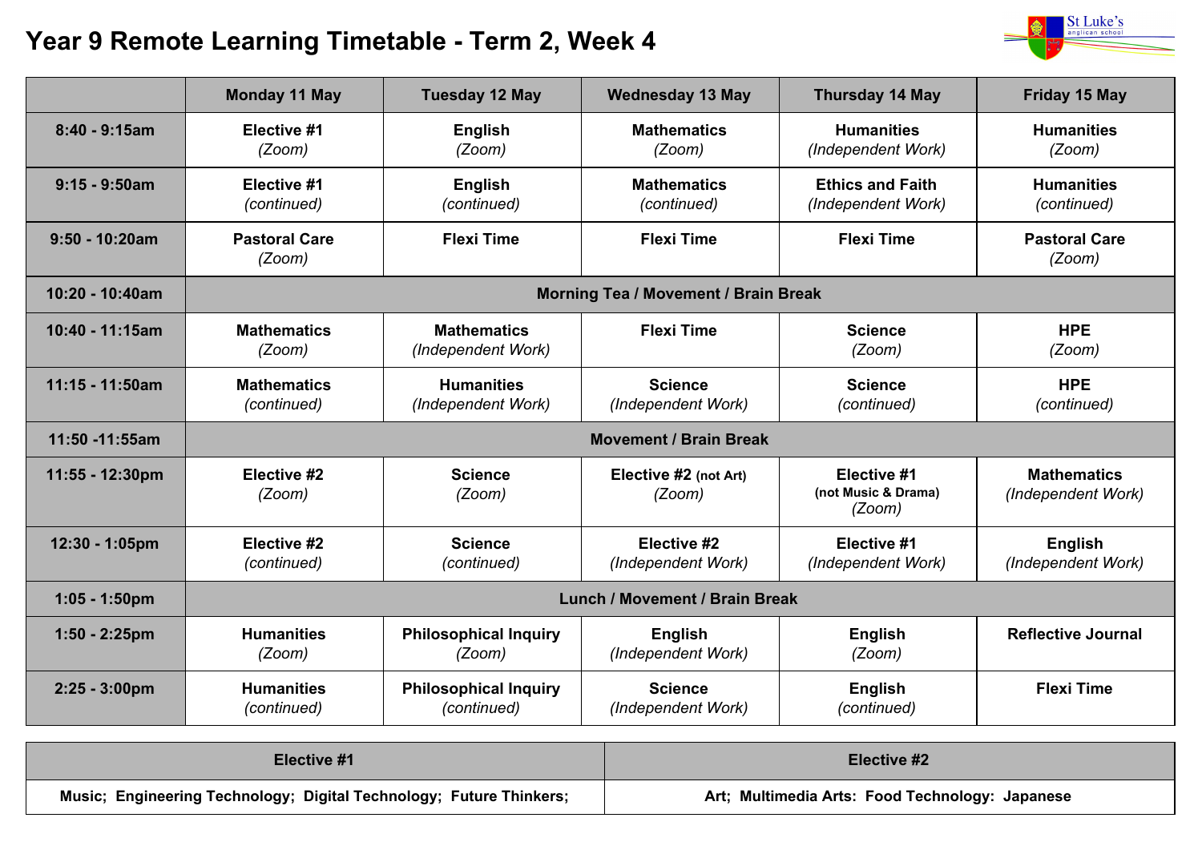# Year 9 Remote Learning Timetable - Term 2, Week 4

| | Monday 11 May | Tuesday 12 May | Wednesday 13 May | Thursday 14 May | Friday 15 May |
|---|---|---|---|---|---|
| **8:40 - 9:15am** | **Elective #1** *(Zoom)* | **English** *(Zoom)* | **Mathematics** *(Zoom)* | **Humanities** *(Independent Work)* | **Humanities** *(Zoom)* |
| **9:15 - 9:50am** | **Elective #1** *(continued)* | **English** *(continued)* | **Mathematics** *(continued)* | **Ethics and Faith** *(Independent Work)* | **Humanities** *(continued)* |
| **9:50 - 10:20am** | **Pastoral Care** *(Zoom)* | **Flexi Time** | **Flexi Time** | **Flexi Time** | **Pastoral Care** *(Zoom)* |
| **10:20 - 10:40am** | **Morning Tea / Movement / Brain Break** | | | | |
| **10:40 - 11:15am** | **Mathematics** *(Zoom)* | **Mathematics** *(Independent Work)* | **Flexi Time** | **Science** *(Zoom)* | **HPE** *(Zoom)* |
| **11:15 - 11:50am** | **Mathematics** *(continued)* | **Humanities** *(Independent Work)* | **Science** *(Independent Work)* | **Science** *(continued)* | **HPE** *(continued)* |
| **11:50 -11:55am** | **Movement / Brain Break** | | | | |
| **11:55 - 12:30pm** | **Elective #2** *(Zoom)* | **Science** *(Zoom)* | **Elective #2 (not Art)** *(Zoom)* | **Elective #1 (not Music & Drama)** *(Zoom)* | **Mathematics** *(Independent Work)* |
| **12:30 - 1:05pm** | **Elective #2** *(continued)* | **Science** *(continued)* | **Elective #2** *(Independent Work)* | **Elective #1** *(Independent Work)* | **English** *(Independent Work)* |
| **1:05 - 1:50pm** | **Lunch / Movement / Brain Break** | | | | |
| **1:50 - 2:25pm** | **Humanities** *(Zoom)* | **Philosophical Inquiry** *(Zoom)* | **English** *(Independent Work)* | **English** *(Zoom)* | **Reflective Journal** |
| **2:25 - 3:00pm** | **Humanities** *(continued)* | **Philosophical Inquiry** *(continued)* | **Science** *(Independent Work)* | **English** *(continued)* | **Flexi Time** |

| Elective #1 | Elective #2 |
|---|---|
| **Music; Engineering Technology; Digital Technology; Future Thinkers;** | **Art; Multimedia Arts: Food Technology: Japanese** |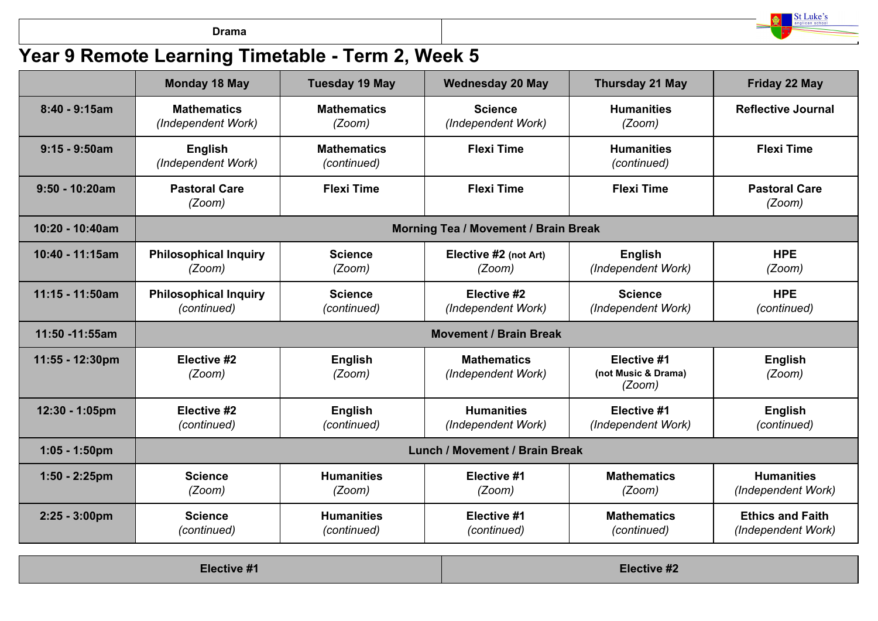| Drama | |
|---|---|

# Year 9 Remote Learning Timetable - Term 2, Week 5

| | Monday 18 May | Tuesday 19 May | Wednesday 20 May | Thursday 21 May | Friday 22 May |
|---|---|---|---|---|---|
| 8:40 - 9:15am | **Mathematics** *(Independent Work)* | **Mathematics** *(Zoom)* | **Science** *(Independent Work)* | **Humanities** *(Zoom)* | **Reflective Journal** |
| 9:15 - 9:50am | **English** *(Independent Work)* | **Mathematics** *(continued)* | **Flexi Time** | **Humanities** *(continued)* | **Flexi Time** |
| 9:50 - 10:20am | **Pastoral Care** *(Zoom)* | **Flexi Time** | **Flexi Time** | **Flexi Time** | **Pastoral Care** *(Zoom)* |
| 10:20 - 10:40am | **Morning Tea / Movement / Brain Break** | | | | |
| 10:40 - 11:15am | **Philosophical Inquiry** *(Zoom)* | **Science** *(Zoom)* | **Elective #2** (not Art) *(Zoom)* | **English** *(Independent Work)* | **HPE** *(Zoom)* |
| 11:15 - 11:50am | **Philosophical Inquiry** *(continued)* | **Science** *(continued)* | **Elective #2** *(Independent Work)* | **Science** *(Independent Work)* | **HPE** *(continued)* |
| 11:50 -11:55am | **Movement / Brain Break** | | | | |
| 11:55 - 12:30pm | **Elective #2** *(Zoom)* | **English** *(Zoom)* | **Mathematics** *(Independent Work)* | **Elective #1** (not Music & Drama) *(Zoom)* | **English** *(Zoom)* |
| 12:30 - 1:05pm | **Elective #2** *(continued)* | **English** *(continued)* | **Humanities** *(Independent Work)* | **Elective #1** *(Independent Work)* | **English** *(continued)* |
| 1:05 - 1:50pm | **Lunch / Movement / Brain Break** | | | | |
| 1:50 - 2:25pm | **Science** *(Zoom)* | **Humanities** *(Zoom)* | **Elective #1** *(Zoom)* | **Mathematics** *(Zoom)* | **Humanities** *(Independent Work)* |
| 2:25 - 3:00pm | **Science** *(continued)* | **Humanities** *(continued)* | **Elective #1** *(continued)* | **Mathematics** *(continued)* | **Ethics and Faith** *(Independent Work)* |

| Elective #1 | Elective #2 |
|---|---|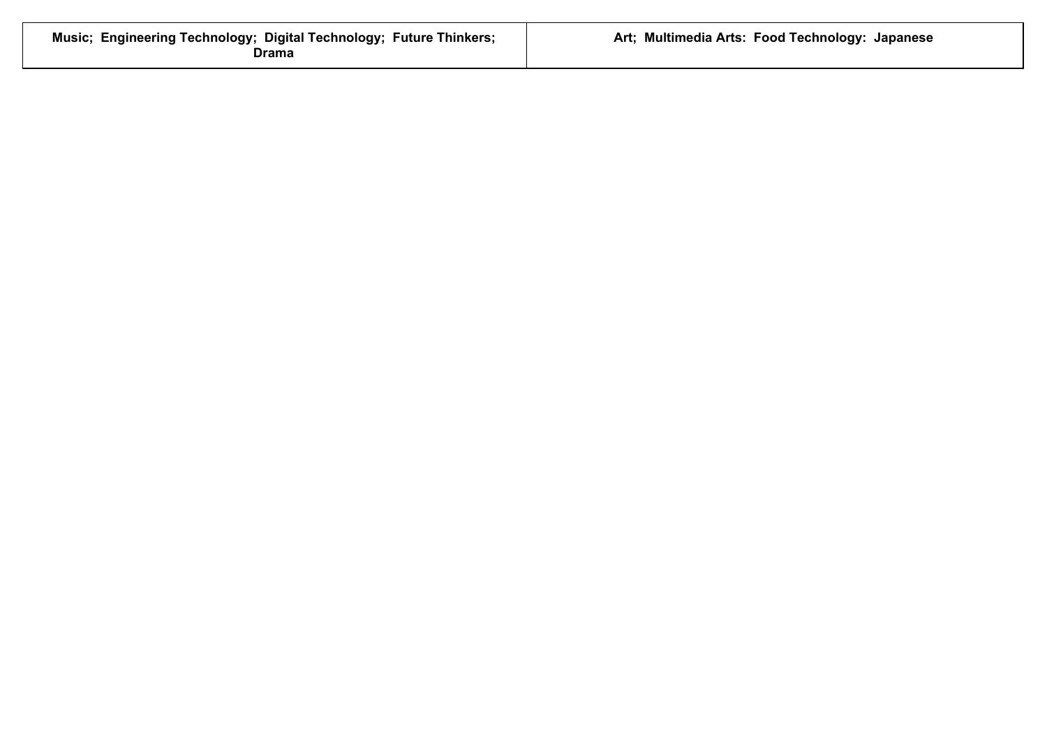| | |
|---|---|
| **Music;  Engineering Technology;  Digital Technology;  Future Thinkers; Drama** | **Art;  Multimedia Arts:  Food Technology:  Japanese** |